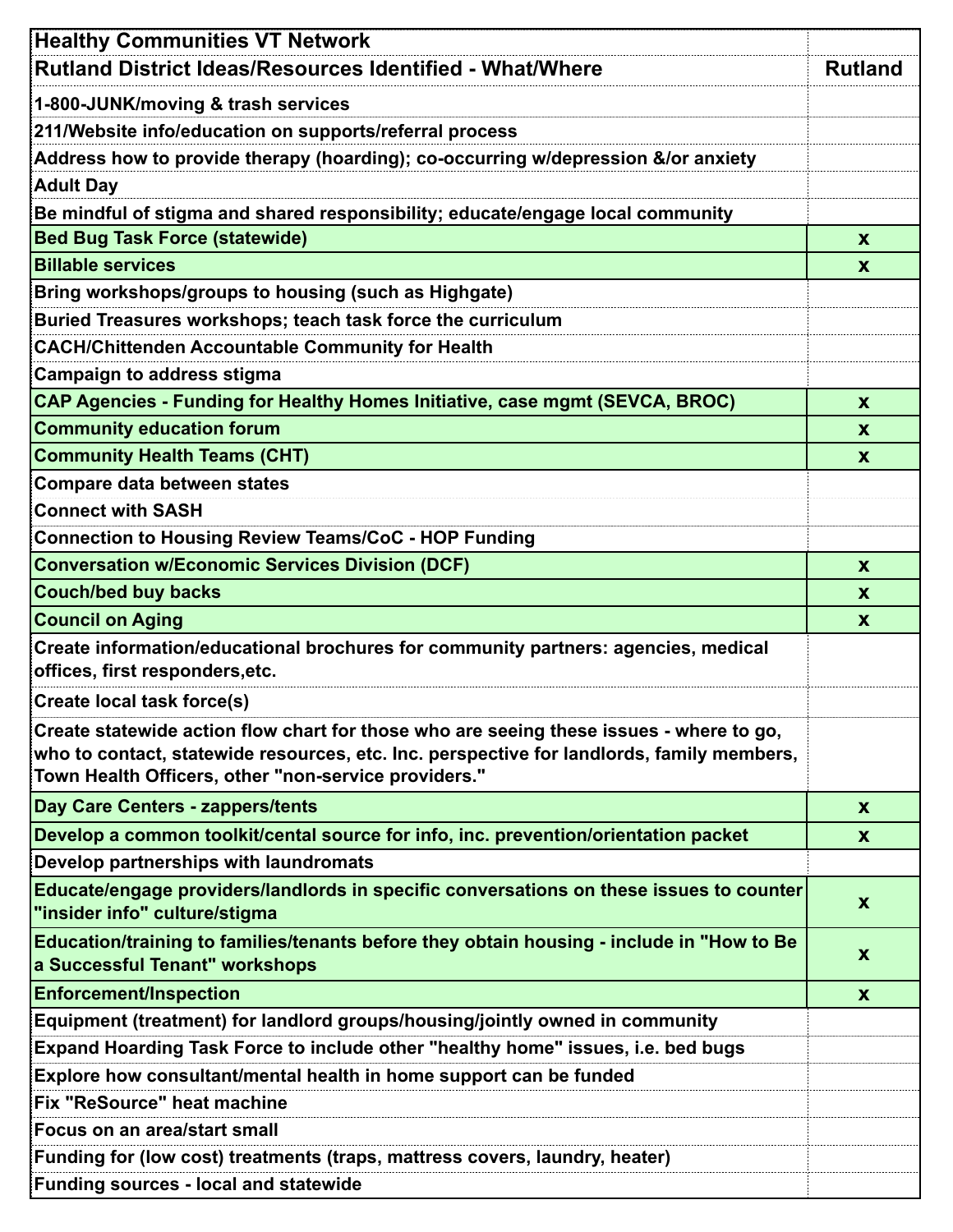| Healthy Communities VT Network | |
|---|---|
| **Rutland District Ideas/Resources Identified - What/Where** | **Rutland** |
| 1-800-JUNK/moving & trash services | |
| 211/Website info/education on supports/referral process | |
| Address how to provide therapy (hoarding); co-occurring w/depression &/or anxiety | |
| Adult Day | |
| Be mindful of stigma and shared responsibility; educate/engage local community | |
| Bed Bug Task Force (statewide) | x |
| Billable services | x |
| Bring workshops/groups to housing (such as Highgate) | |
| Buried Treasures workshops; teach task force the curriculum | |
| CACH/Chittenden Accountable Community for Health | |
| Campaign to address stigma | |
| CAP Agencies - Funding for Healthy Homes Initiative, case mgmt (SEVCA, BROC) | x |
| Community education forum | x |
| Community Health Teams (CHT) | x |
| Compare data between states | |
| Connect with SASH | |
| Connection to Housing Review Teams/CoC - HOP Funding | |
| Conversation w/Economic Services Division (DCF) | x |
| Couch/bed buy backs | x |
| Council on Aging | x |
| Create information/educational brochures for community partners: agencies, medical offices, first responders,etc. | |
| Create local task force(s) | |
| Create statewide action flow chart for those who are seeing these issues - where to go, who to contact, statewide resources, etc. Inc. perspective for landlords, family members, Town Health Officers, other "non-service providers." | |
| Day Care Centers - zappers/tents | x |
| Develop a common toolkit/cental source for info, inc. prevention/orientation packet | x |
| Develop partnerships with laundromats | |
| Educate/engage providers/landlords in specific conversations on these issues to counter "insider info" culture/stigma | x |
| Education/training to families/tenants before they obtain housing - include in "How to Be a Successful Tenant" workshops | x |
| Enforcement/Inspection | x |
| Equipment (treatment) for landlord groups/housing/jointly owned in community | |
| Expand Hoarding Task Force to include other "healthy home" issues, i.e. bed bugs | |
| Explore how consultant/mental health in home support can be funded | |
| Fix "ReSource" heat machine | |
| Focus on an area/start small | |
| Funding for (low cost) treatments (traps, mattress covers, laundry, heater) | |
| Funding sources - local and statewide | |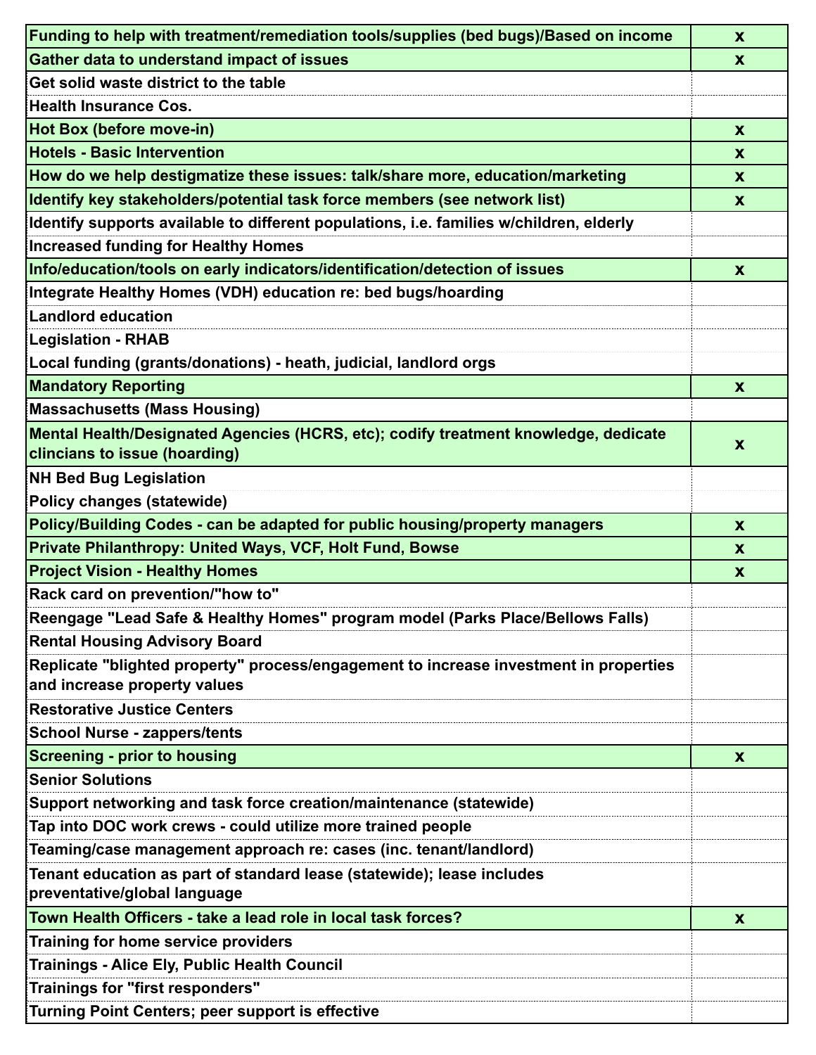| | |
|---|---|
| Funding to help with treatment/remediation tools/supplies (bed bugs)/Based on income | x |
| Gather data to understand impact of issues | x |
| Get solid waste district to the table | |
| Health Insurance Cos. | |
| Hot Box (before move-in) | x |
| Hotels - Basic Intervention | x |
| How do we help destigmatize these issues: talk/share more, education/marketing | x |
| Identify key stakeholders/potential task force members (see network list) | x |
| Identify supports available to different populations, i.e. families w/children, elderly | |
| Increased funding for Healthy Homes | |
| Info/education/tools on early indicators/identification/detection of issues | x |
| Integrate Healthy Homes (VDH) education re: bed bugs/hoarding | |
| Landlord education | |
| Legislation - RHAB | |
| Local funding (grants/donations) - heath, judicial, landlord orgs | |
| Mandatory Reporting | x |
| Massachusetts (Mass Housing) | |
| Mental Health/Designated Agencies (HCRS, etc); codify treatment knowledge, dedicate clincians to issue (hoarding) | x |
| NH Bed Bug Legislation | |
| Policy changes (statewide) | |
| Policy/Building Codes - can be adapted for public housing/property managers | x |
| Private Philanthropy: United Ways, VCF, Holt Fund, Bowse | x |
| Project Vision - Healthy Homes | x |
| Rack card on prevention/"how to" | |
| Reengage "Lead Safe & Healthy Homes" program model (Parks Place/Bellows Falls) | |
| Rental Housing Advisory Board | |
| Replicate "blighted property" process/engagement to increase investment in properties and increase property values | |
| Restorative Justice Centers | |
| School Nurse - zappers/tents | |
| Screening - prior to housing | x |
| Senior Solutions | |
| Support networking and task force creation/maintenance (statewide) | |
| Tap into DOC work crews - could utilize more trained people | |
| Teaming/case management approach re: cases (inc. tenant/landlord) | |
| Tenant education as part of standard lease (statewide); lease includes preventative/global language | |
| Town Health Officers - take a lead role in local task forces? | x |
| Training for home service providers | |
| Trainings - Alice Ely, Public Health Council | |
| Trainings for "first responders" | |
| Turning Point Centers; peer support is effective | |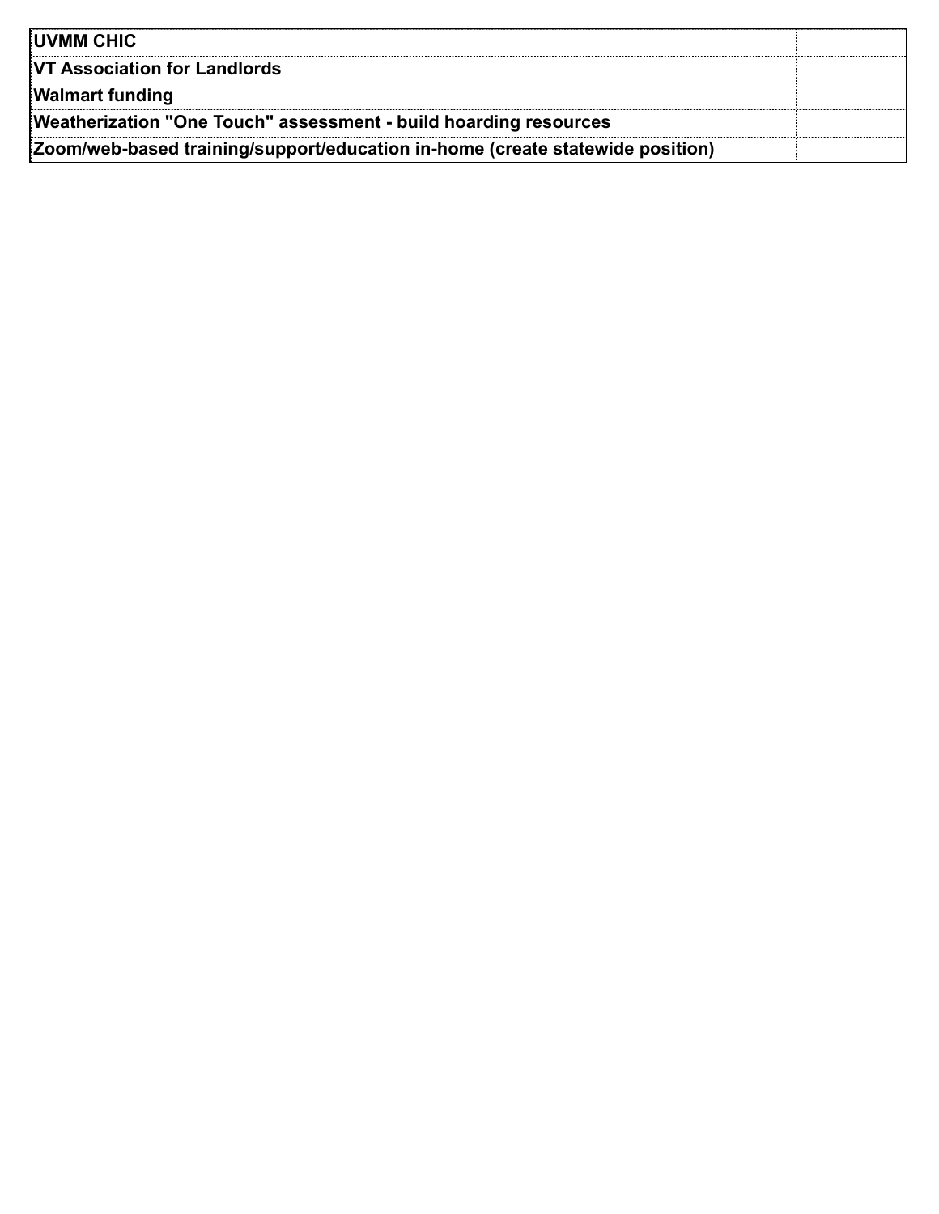| | |
|---|---|
| **UVMM CHIC** | |
| **VT Association for Landlords** | |
| **Walmart funding** | |
| **Weatherization "One Touch" assessment - build hoarding resources** | |
| **Zoom/web-based training/support/education in-home (create statewide position)** | |